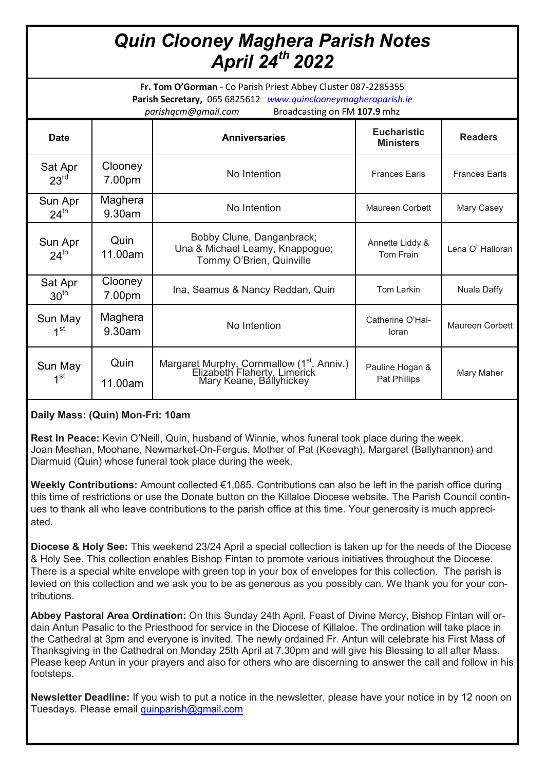# Quin Clooney Maghera Parish Notes April 24th 2022

**Fr. Tom O'Gorman** - Co Parish Priest Abbey Cluster 087-2285355
**Parish Secretary,** 065 6825612 *www.quinclooneymagheraparish.ie*
*parishqcm@gmail.com* Broadcasting on FM **107.9** mhz

| Date | | Anniversaries | Eucharistic Ministers | Readers |
|---|---|---|---|---|
| Sat Apr 23rd | Clooney 7.00pm | No Intention | Frances Earls | Frances Earls |
| Sun Apr 24th | Maghera 9.30am | No Intention | Maureen Corbett | Mary Casey |
| Sun Apr 24th | Quin 11.00am | Bobby Clune, Danganbrack; Una & Michael Leamy, Knappogue; Tommy O'Brien, Quinville | Annette Liddy & Tom Frain | Lena O' Halloran |
| Sat Apr 30th | Clooney 7.00pm | Ina, Seamus & Nancy Reddan, Quin | Tom Larkin | Nuala Daffy |
| Sun May 1st | Maghera 9.30am | No Intention | Catherine O'Halloran | Maureen Corbett |
| Sun May 1st | Quin 11.00am | Margaret Murphy, Cornmallow (1st. Anniv.) Elizabeth Flaherty, Limerick Mary Keane, Ballyhickey | Pauline Hogan & Pat Phillips | Mary Maher |

**Daily Mass: (Quin) Mon-Fri: 10am**

**Rest In Peace:** Kevin O'Neill, Quin, husband of Winnie, whos funeral took place during the week. Joan Meehan, Moohane, Newmarket-On-Fergus, Mother of Pat (Keevagh), Margaret (Ballyhannon) and Diarmuid (Quin) whose funeral took place during the week.

**Weekly Contributions:** Amount collected €1,085. Contributions can also be left in the parish office during this time of restrictions or use the Donate button on the Killaloe Diocese website. The Parish Council continues to thank all who leave contributions to the parish office at this time. Your generosity is much appreciated.

**Diocese & Holy See:** This weekend 23/24 April a special collection is taken up for the needs of the Diocese & Holy See. This collection enables Bishop Fintan to promote various initiatives throughout the Diocese. There is a special white envelope with green top in your box of envelopes for this collection. The parish is levied on this collection and we ask you to be as generous as you possibly can. We thank you for your contributions.

**Abbey Pastoral Area Ordination:** On this Sunday 24th April, Feast of Divine Mercy, Bishop Fintan will ordain Antun Pasalic to the Priesthood for service in the Diocese of Killaloe. The ordination will take place in the Cathedral at 3pm and everyone is invited. The newly ordained Fr. Antun will celebrate his First Mass of Thanksgiving in the Cathedral on Monday 25th April at 7.30pm and will give his Blessing to all after Mass. Please keep Antun in your prayers and also for others who are discerning to answer the call and follow in his footsteps.

**Newsletter Deadline:** If you wish to put a notice in the newsletter, please have your notice in by 12 noon on Tuesdays. Please email quinparish@gmail.com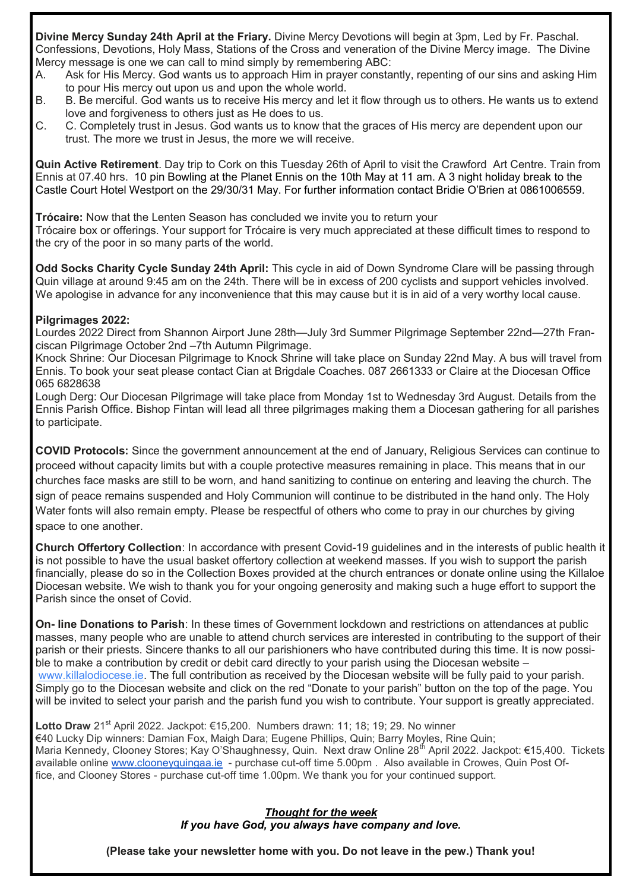**Divine Mercy Sunday 24th April at the Friary.** Divine Mercy Devotions will begin at 3pm, Led by Fr. Paschal. Confessions, Devotions, Holy Mass, Stations of the Cross and veneration of the Divine Mercy image. The Divine Mercy message is one we can call to mind simply by remembering ABC:

A. Ask for His Mercy. God wants us to approach Him in prayer constantly, repenting of our sins and asking Him to pour His mercy out upon us and upon the whole world.

B. B. Be merciful. God wants us to receive His mercy and let it flow through us to others. He wants us to extend love and forgiveness to others just as He does to us.

C. C. Completely trust in Jesus. God wants us to know that the graces of His mercy are dependent upon our trust. The more we trust in Jesus, the more we will receive.

**Quin Active Retirement**. Day trip to Cork on this Tuesday 26th of April to visit the Crawford Art Centre. Train from Ennis at 07.40 hrs. 10 pin Bowling at the Planet Ennis on the 10th May at 11 am. A 3 night holiday break to the Castle Court Hotel Westport on the 29/30/31 May. For further information contact Bridie O'Brien at 0861006559.

**Trócaire:** Now that the Lenten Season has concluded we invite you to return your Trócaire box or offerings. Your support for Trócaire is very much appreciated at these difficult times to respond to the cry of the poor in so many parts of the world.

**Odd Socks Charity Cycle Sunday 24th April:** This cycle in aid of Down Syndrome Clare will be passing through Quin village at around 9:45 am on the 24th. There will be in excess of 200 cyclists and support vehicles involved. We apologise in advance for any inconvenience that this may cause but it is in aid of a very worthy local cause.

**Pilgrimages 2022:**

Lourdes 2022 Direct from Shannon Airport June 28th—July 3rd Summer Pilgrimage September 22nd—27th Franciscan Pilgrimage October 2nd –7th Autumn Pilgrimage.

Knock Shrine: Our Diocesan Pilgrimage to Knock Shrine will take place on Sunday 22nd May. A bus will travel from Ennis. To book your seat please contact Cian at Brigdale Coaches. 087 2661333 or Claire at the Diocesan Office 065 6828638

Lough Derg: Our Diocesan Pilgrimage will take place from Monday 1st to Wednesday 3rd August. Details from the Ennis Parish Office. Bishop Fintan will lead all three pilgrimages making them a Diocesan gathering for all parishes to participate.

**COVID Protocols:** Since the government announcement at the end of January, Religious Services can continue to proceed without capacity limits but with a couple protective measures remaining in place. This means that in our churches face masks are still to be worn, and hand sanitizing to continue on entering and leaving the church. The sign of peace remains suspended and Holy Communion will continue to be distributed in the hand only. The Holy Water fonts will also remain empty. Please be respectful of others who come to pray in our churches by giving space to one another.

**Church Offertory Collection**: In accordance with present Covid-19 guidelines and in the interests of public health it is not possible to have the usual basket offertory collection at weekend masses. If you wish to support the parish financially, please do so in the Collection Boxes provided at the church entrances or donate online using the Killaloe Diocesan website. We wish to thank you for your ongoing generosity and making such a huge effort to support the Parish since the onset of Covid.

**On- line Donations to Parish**: In these times of Government lockdown and restrictions on attendances at public masses, many people who are unable to attend church services are interested in contributing to the support of their parish or their priests. Sincere thanks to all our parishioners who have contributed during this time. It is now possible to make a contribution by credit or debit card directly to your parish using the Diocesan website – www.killalodiocese.ie. The full contribution as received by the Diocesan website will be fully paid to your parish. Simply go to the Diocesan website and click on the red "Donate to your parish" button on the top of the page. You will be invited to select your parish and the parish fund you wish to contribute. Your support is greatly appreciated.

**Lotto Draw** 21st April 2022. Jackpot: €15,200. Numbers drawn: 11; 18; 19; 29. No winner
€40 Lucky Dip winners: Damian Fox, Maigh Dara; Eugene Phillips, Quin; Barry Moyles, Rine Quin; Maria Kennedy, Clooney Stores; Kay O'Shaughnessy, Quin. Next draw Online 28th April 2022. Jackpot: €15,400. Tickets available online www.clooneyquingaa.ie - purchase cut-off time 5.00pm . Also available in Crowes, Quin Post Office, and Clooney Stores - purchase cut-off time 1.00pm. We thank you for your continued support.

***Thought for the week***
***If you have God, you always have company and love.***

**(Please take your newsletter home with you. Do not leave in the pew.) Thank you!**